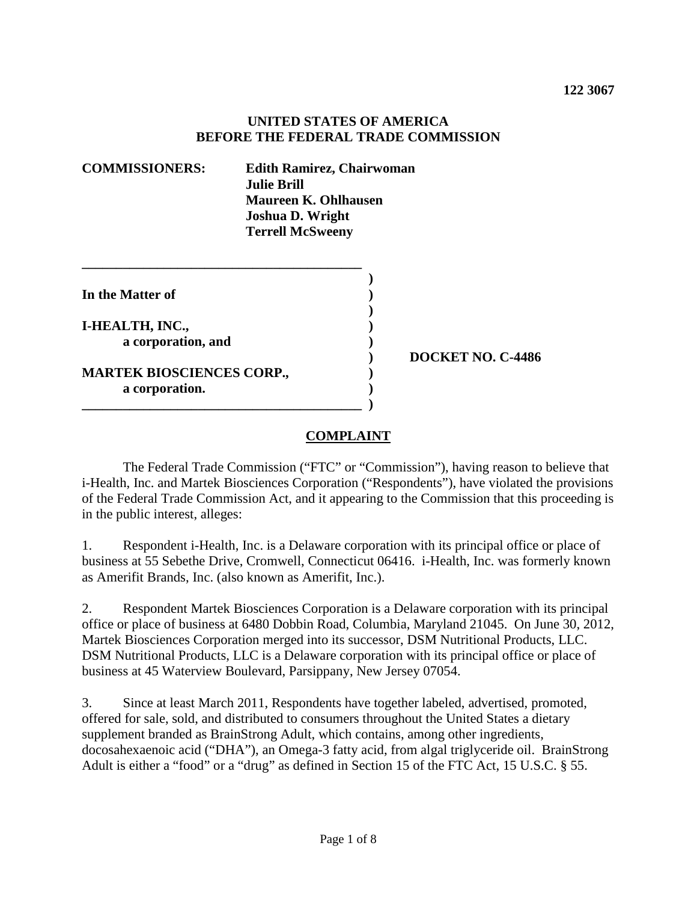**122 3067**

**UNITED STATES OF AMERICA**
**BEFORE THE FEDERAL TRADE COMMISSION**

**COMMISSIONERS:** **Edith Ramirez, Chairwoman**
**Julie Brill**
**Maureen K. Ohlhausen**
**Joshua D. Wright**
**Terrell McSweeny**

| | |
|---|---|
| **In the Matter of** | |
| **I-HEALTH, INC.,** a corporation, and | **DOCKET NO. C-4486** |
| **MARTEK BIOSCIENCES CORP.,** a corporation. | |

## COMPLAINT

The Federal Trade Commission ("FTC" or "Commission"), having reason to believe that i-Health, Inc. and Martek Biosciences Corporation ("Respondents"), have violated the provisions of the Federal Trade Commission Act, and it appearing to the Commission that this proceeding is in the public interest, alleges:

1. Respondent i-Health, Inc. is a Delaware corporation with its principal office or place of business at 55 Sebethe Drive, Cromwell, Connecticut 06416. i-Health, Inc. was formerly known as Amerifit Brands, Inc. (also known as Amerifit, Inc.).

2. Respondent Martek Biosciences Corporation is a Delaware corporation with its principal office or place of business at 6480 Dobbin Road, Columbia, Maryland 21045. On June 30, 2012, Martek Biosciences Corporation merged into its successor, DSM Nutritional Products, LLC. DSM Nutritional Products, LLC is a Delaware corporation with its principal office or place of business at 45 Waterview Boulevard, Parsippany, New Jersey 07054.

3. Since at least March 2011, Respondents have together labeled, advertised, promoted, offered for sale, sold, and distributed to consumers throughout the United States a dietary supplement branded as BrainStrong Adult, which contains, among other ingredients, docosahexaenoic acid ("DHA"), an Omega-3 fatty acid, from algal triglyceride oil. BrainStrong Adult is either a "food" or a "drug" as defined in Section 15 of the FTC Act, 15 U.S.C. § 55.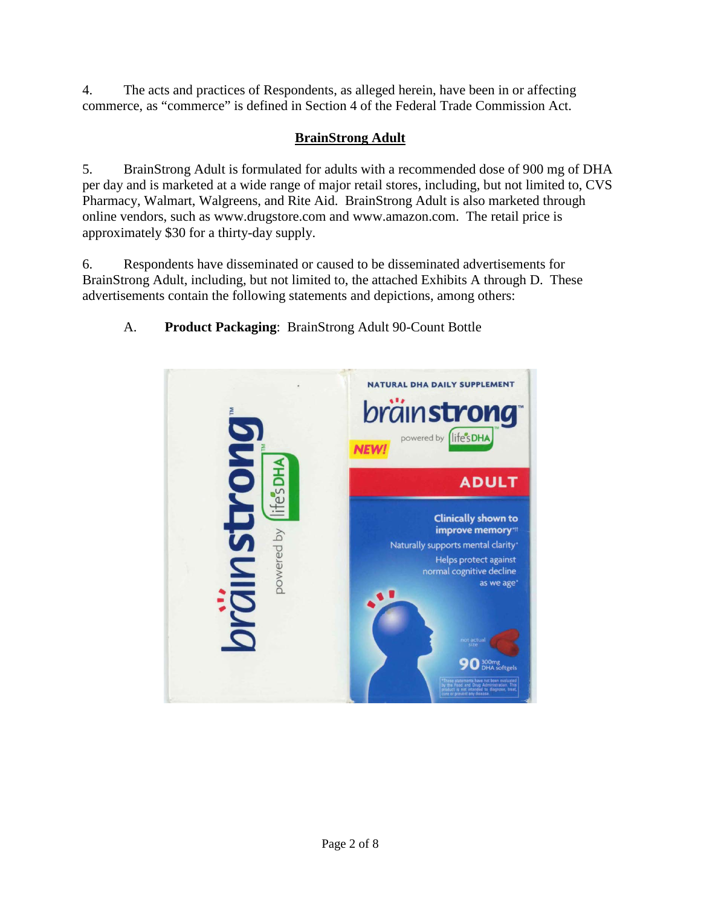4. The acts and practices of Respondents, as alleged herein, have been in or affecting commerce, as "commerce" is defined in Section 4 of the Federal Trade Commission Act.

## BrainStrong Adult

5. BrainStrong Adult is formulated for adults with a recommended dose of 900 mg of DHA per day and is marketed at a wide range of major retail stores, including, but not limited to, CVS Pharmacy, Walmart, Walgreens, and Rite Aid. BrainStrong Adult is also marketed through online vendors, such as www.drugstore.com and www.amazon.com. The retail price is approximately $30 for a thirty-day supply.

6. Respondents have disseminated or caused to be disseminated advertisements for BrainStrong Adult, including, but not limited to, the attached Exhibits A through D. These advertisements contain the following statements and depictions, among others:

A. **Product Packaging**: BrainStrong Adult 90-Count Bottle

NATURAL DHA DAILY SUPPLEMENT

brainstrong™

powered by life'sDHA™

NEW!

ADULT

Clinically shown to improve memory*††

Naturally supports mental clarity*

Helps protect against normal cognitive decline as we age*

not actual size

90 300mg DHA softgels

*These statements have not been evaluated by the Food and Drug Administration. This product is not intended to diagnose, treat, cure or prevent any disease.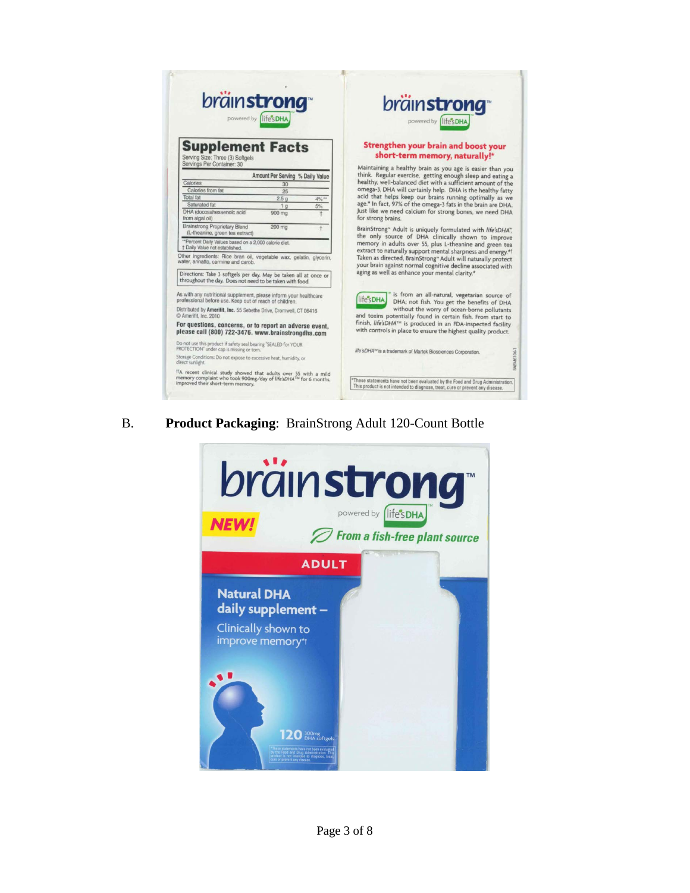brainstrong™

powered by life'sDHA

# Supplement Facts

Serving Size: Three (3) Softgels
Servings Per Container: 30

| | Amount Per Serving | % Daily Value |
|---|---|---|
| Calories | 30 | |
| Calories from fat | 25 | |
| Total fat | 2.5 g | 4%** |
| Saturated fat | 1 g | 5% |
| DHA (docosahexaenoic acid from algal oil) | 900 mg | † |
| Brainstrong Proprietary Blend (L-theanine, green tea extract) | 200 mg | † |

**Percent Daily Values based on a 2,000 calorie diet.
† Daily Value not established.

Other ingredients: Rice bran oil, vegetable wax, gelatin, glycerin, water, annatto, carmine and carob.

Directions: Take 3 softgels per day. May be taken all at once or throughout the day. Does not need to be taken with food.

As with any nutritional supplement, please inform your healthcare professional before use. Keep out of reach of children.

Distributed by **Amerifit, Inc.** 55 Sebethe Drive, Cromwell, CT 06416
© Amerifit, Inc. 2010

**For questions, concerns, or to report an adverse event, please call (800) 722-3476. www.brainstrongdha.com**

Do not use this product if safety seal bearing "SEALED for YOUR PROTECTION" under cap is missing or torn.

Storage Conditions: Do not expose to excessive heat, humidity, or direct sunlight.

††A recent clinical study showed that adults over 55 with a mild memory complaint who took 900mg/day of *life'sDHA*™ for 6 months, improved their short-term memory.

brainstrong™

powered by life'sDHA

## Strengthen your brain and boost your short-term memory, naturally!*

Maintaining a healthy brain as you age is easier than you think. Regular exercise, getting enough sleep and eating a healthy, well-balanced diet with a sufficient amount of the omega-3, DHA will certainly help. DHA is the healthy fatty acid that helps keep our brains running optimally as we age.* In fact, 97% of the omega-3 fats in the brain are DHA. Just like we need calcium for strong bones, we need DHA for strong brains.

BrainStrong™ Adult is uniquely formulated with *life'sDHA*™, the only source of DHA clinically shown to improve memory in adults over 55, plus L-theanine and green tea extract to naturally support mental sharpness and energy.*† Taken as directed, BrainStrong™ Adult will naturally protect your brain against normal cognitive decline associated with aging as well as enhance your mental clarity.*

life'sDHA™ is from an all-natural, vegetarian source of DHA; not fish. You get the benefits of DHA without the worry of ocean-borne pollutants and toxins potentially found in certain fish. From start to finish, *life'sDHA*™ is produced in an FDA-inspected facility with controls in place to ensure the highest quality product.

*life'sDHA*™ is a trademark of Martek Biosciences Corporation.

BABM6106-1

*These statements have not been evaluated by the Food and Drug Administration. This product is not intended to diagnose, treat, cure or prevent any disease.

B. **Product Packaging**: BrainStrong Adult 120-Count Bottle

brainstrong™

NEW!

powered by life'sDHA™

From a fish-free plant source

ADULT

Natural DHA daily supplement – Clinically shown to improve memory*†

120 300mg DHA softgels

*These statements have not been evaluated by the Food and Drug Administration. This product is not intended to diagnose, treat, cure or prevent any disease.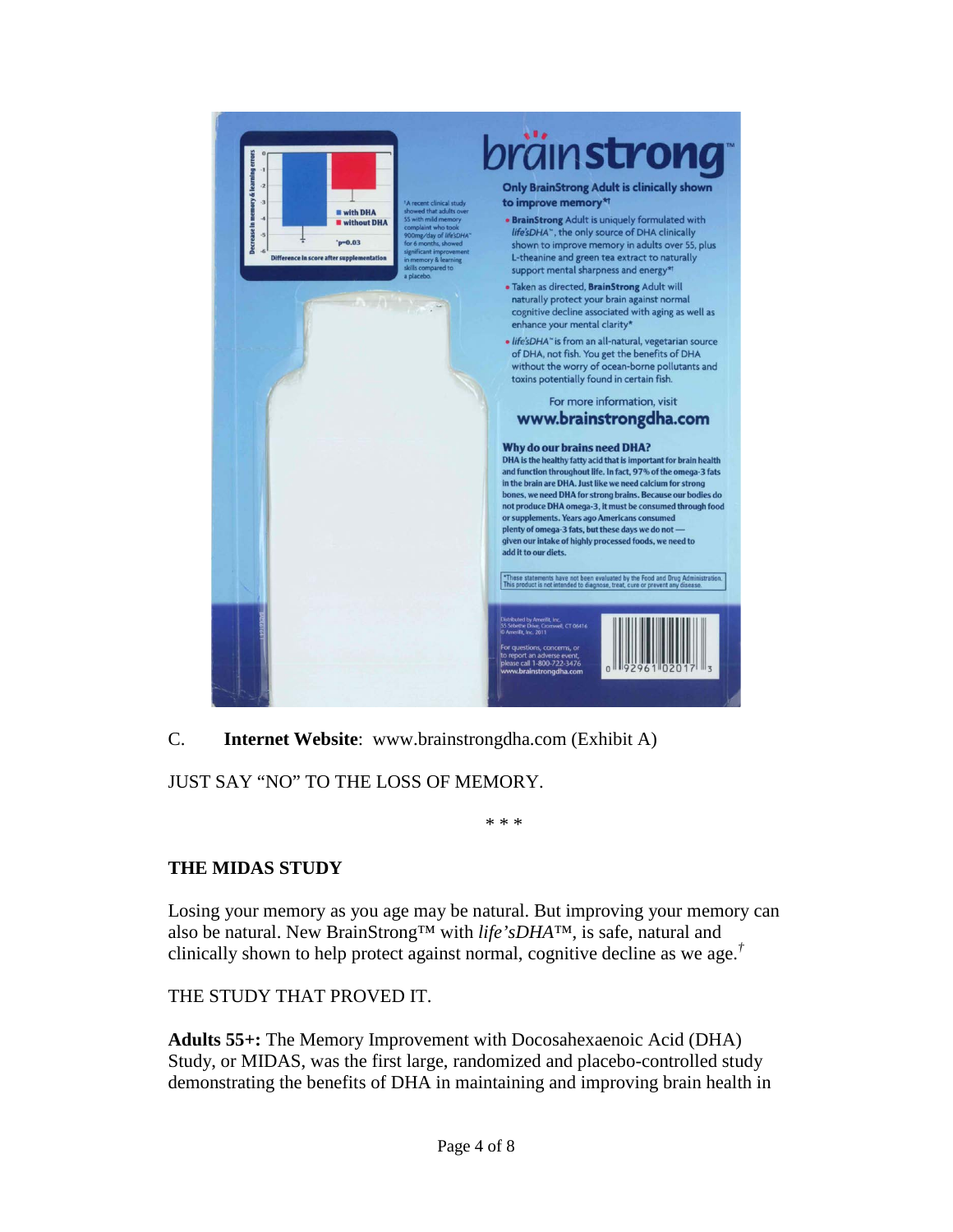brainstrong™

**Only BrainStrong Adult is clinically shown to improve memory*†**

- **BrainStrong** Adult is uniquely formulated with *life'sDHA*™, the only source of DHA clinically shown to improve memory in adults over 55, plus L-theanine and green tea extract to naturally support mental sharpness and energy*†
- Taken as directed, **BrainStrong** Adult will naturally protect your brain against normal cognitive decline associated with aging as well as enhance your mental clarity*
- *life'sDHA*™ is from an all-natural, vegetarian source of DHA, not fish. You get the benefits of DHA without the worry of ocean-borne pollutants and toxins potentially found in certain fish.

For more information, visit **www.brainstrongdha.com**

Decrease in memory & learning errors — with DHA / without DHA — †p=0.03 — Difference in score after supplementation

†A recent clinical study showed that adults over 55 with mild memory complaint who took 900mg/day of *life'sDHA*™ for 6 months, showed significant improvement in memory & learning skills compared to a placebo.

**Why do our brains need DHA?**

DHA is the healthy fatty acid that is important for brain health and function throughout life. In fact, 97% of the omega-3 fats in the brain are DHA. Just like we need calcium for strong bones, we need DHA for strong brains. Because our bodies do not produce DHA omega-3, it must be consumed through food or supplements. Years ago Americans consumed plenty of omega-3 fats, but these days we do not — given our intake of highly processed foods, we need to add it to our diets.

*These statements have not been evaluated by the Food and Drug Administration. This product is not intended to diagnose, treat, cure or prevent any disease.

Distributed by Amerifit, Inc. 55 Sebethe Drive, Cromwell, CT 06416 © Amerifit, Inc. 2011

For questions, concerns, or to report an adverse event, please call 1-800-722-3476 www.brainstrongdha.com

0 92961 02017 3

C. **Internet Website**: www.brainstrongdha.com (Exhibit A)

JUST SAY "NO" TO THE LOSS OF MEMORY.

\* \* \*

**THE MIDAS STUDY**

Losing your memory as you age may be natural. But improving your memory can also be natural. New BrainStrong™ with *life'sDHA*™, is safe, natural and clinically shown to help protect against normal, cognitive decline as we age.[†]

THE STUDY THAT PROVED IT.

**Adults 55+:** The Memory Improvement with Docosahexaenoic Acid (DHA) Study, or MIDAS, was the first large, randomized and placebo-controlled study demonstrating the benefits of DHA in maintaining and improving brain health in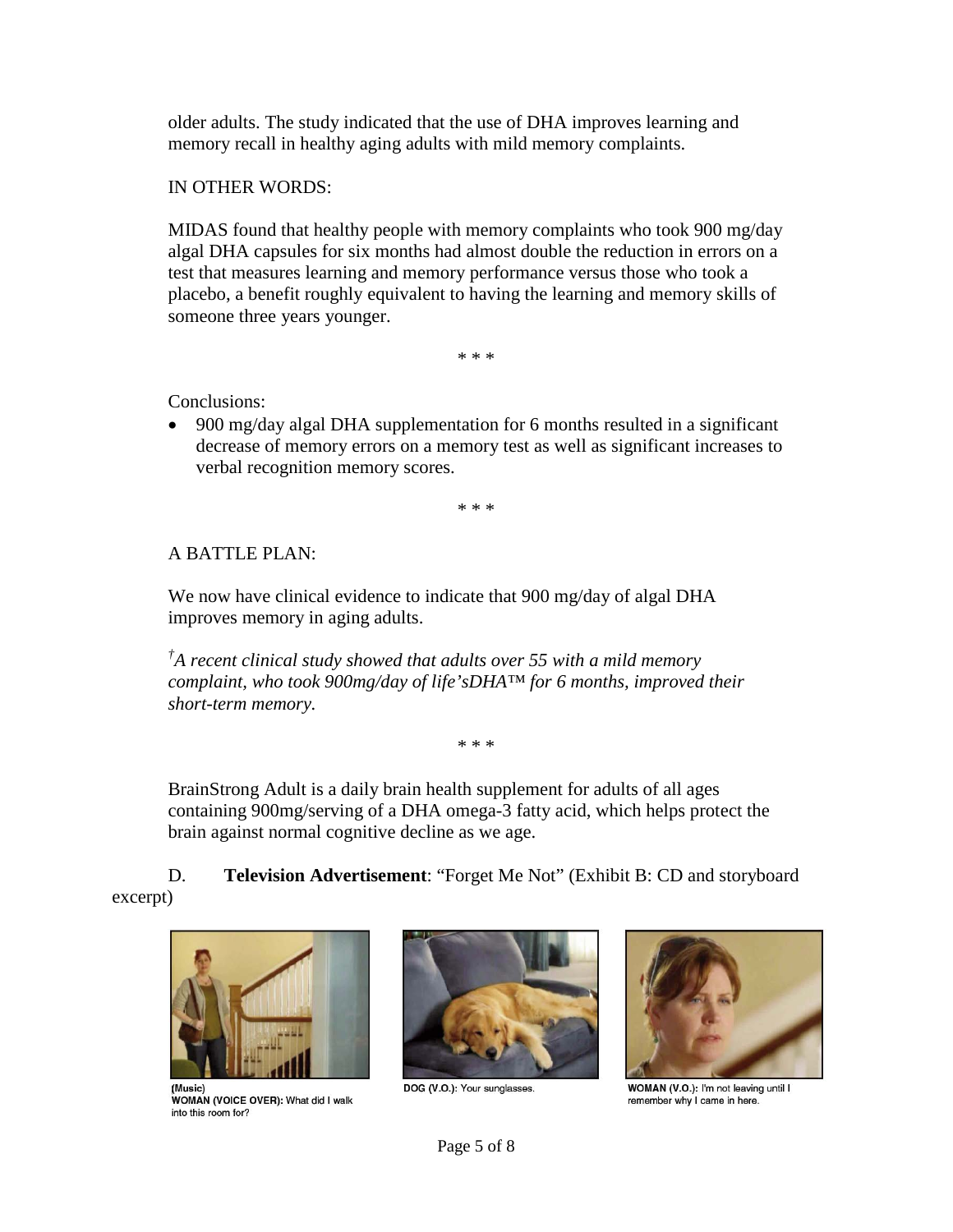older adults. The study indicated that the use of DHA improves learning and memory recall in healthy aging adults with mild memory complaints.

IN OTHER WORDS:

MIDAS found that healthy people with memory complaints who took 900 mg/day algal DHA capsules for six months had almost double the reduction in errors on a test that measures learning and memory performance versus those who took a placebo, a benefit roughly equivalent to having the learning and memory skills of someone three years younger.

\* \* \*

Conclusions:

- 900 mg/day algal DHA supplementation for 6 months resulted in a significant decrease of memory errors on a memory test as well as significant increases to verbal recognition memory scores.

\* \* \*

A BATTLE PLAN:

We now have clinical evidence to indicate that 900 mg/day of algal DHA improves memory in aging adults.

*†A recent clinical study showed that adults over 55 with a mild memory complaint, who took 900mg/day of life'sDHA™ for 6 months, improved their short-term memory.*

\* \* \*

BrainStrong Adult is a daily brain health supplement for adults of all ages containing 900mg/serving of a DHA omega-3 fatty acid, which helps protect the brain against normal cognitive decline as we age.

D. **Television Advertisement**: "Forget Me Not" (Exhibit B: CD and storyboard excerpt)

(Music)
**WOMAN (VOICE OVER):** What did I walk into this room for?

**DOG (V.O.):** Your sunglasses.

**WOMAN (V.O.):** I'm not leaving until I remember why I came in here.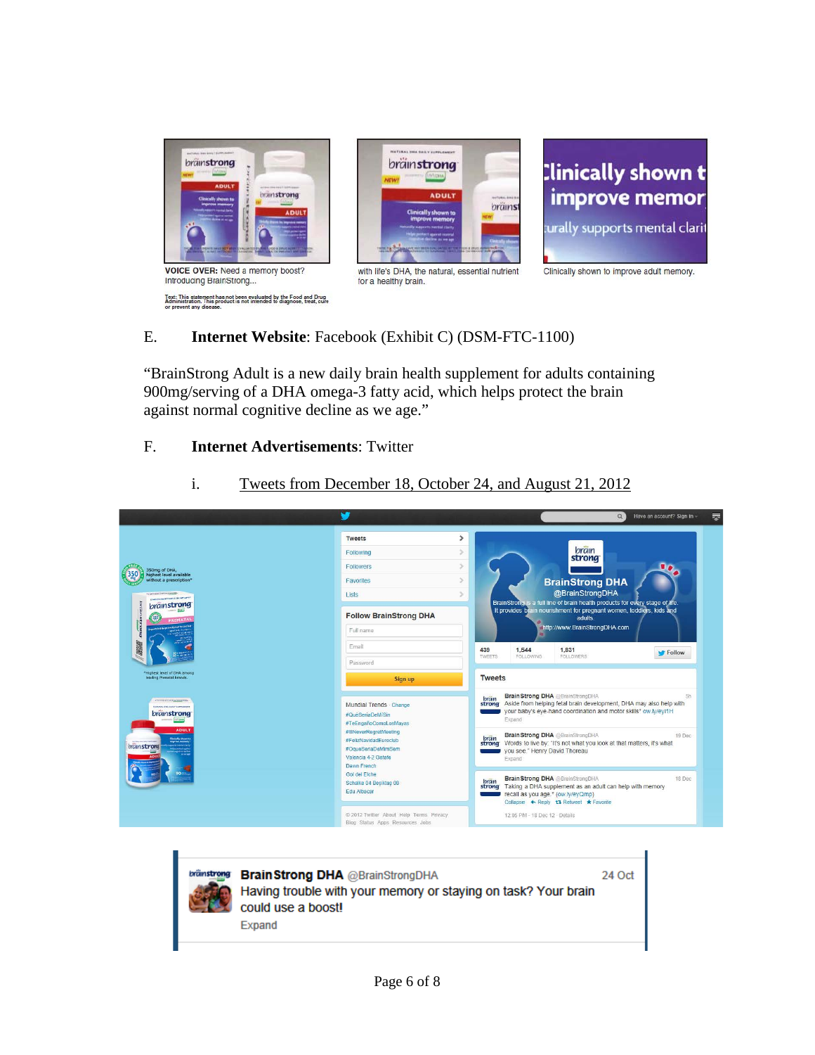VOICE OVER: Need a memory boost? Introducing BrainStrong...

Text: This statement has not been evaluated by the Food and Drug Administration. This product is not intended to diagnose, treat, cure or prevent any disease.

with life's DHA, the natural, essential nutrient for a healthy brain.

Clinically shown to improve adult memory.

E. **Internet Website**: Facebook (Exhibit C) (DSM-FTC-1100)

"BrainStrong Adult is a new daily brain health supplement for adults containing 900mg/serving of a DHA omega-3 fatty acid, which helps protect the brain against normal cognitive decline as we age."

F. **Internet Advertisements**: Twitter

i. Tweets from December 18, October 24, and August 21, 2012

Brain Strong DHA @BrainStrongDHA 5h
Aside from helping fetal brain development, DHA may also help with your baby's eye-hand coordination and motor skills* ow.ly/eyI1H

Brain Strong DHA @BrainStrongDHA 19 Dec
Words to live by: "It's not what you look at that matters, it's what you see." Henry David Thoreau

Brain Strong DHA @BrainStrongDHA 18 Dec
Taking a DHA supplement as an adult can help with memory recall as you age.* (ow.ly/eyQmp)

Brain Strong DHA @BrainStrongDHA 24 Oct
Having trouble with your memory or staying on task? Your brain could use a boost!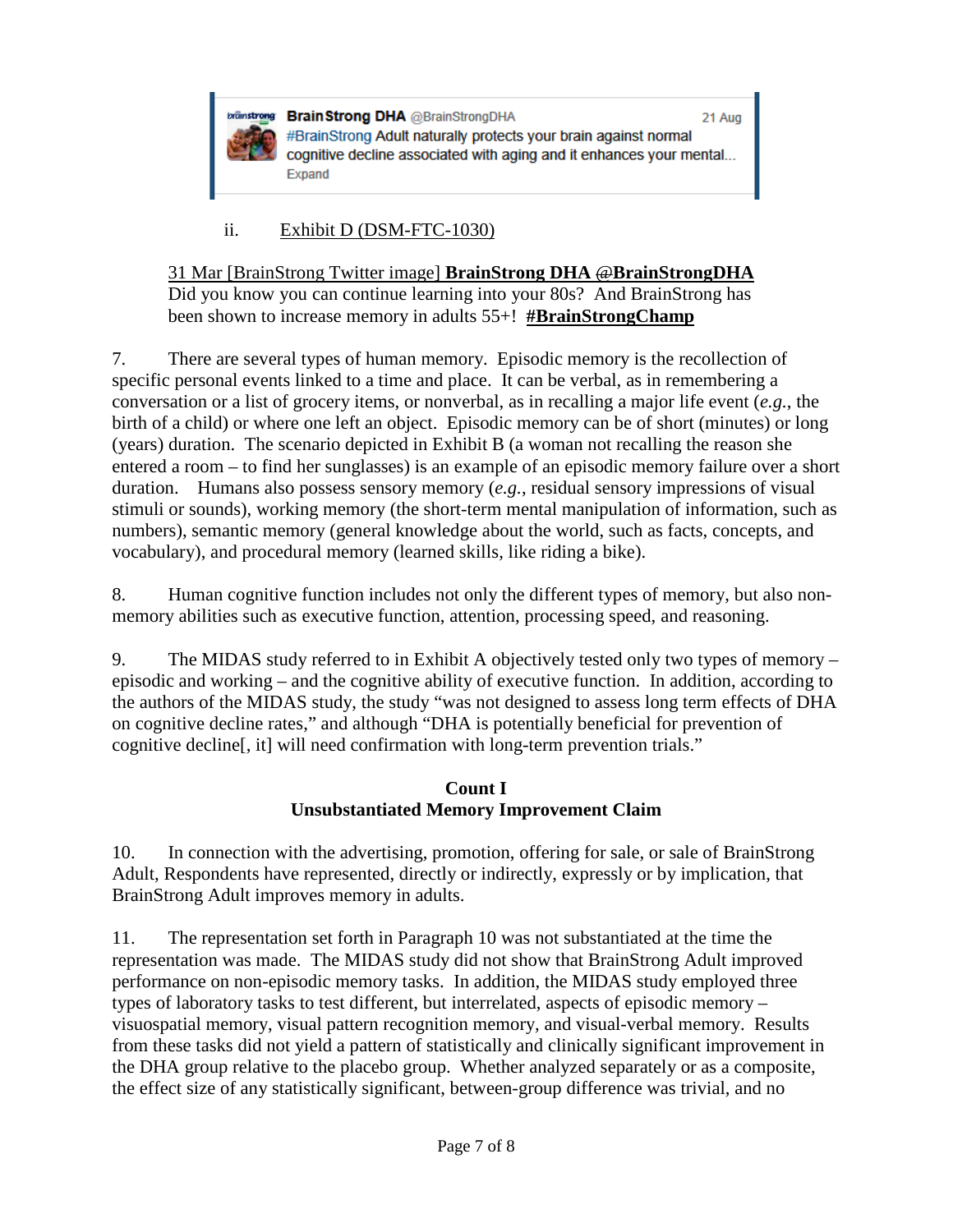BrainStrong DHA @BrainStrongDHA 21 Aug
#BrainStrong Adult naturally protects your brain against normal cognitive decline associated with aging and it enhances your mental...
Expand

ii. Exhibit D (DSM-FTC-1030)

31 Mar [BrainStrong Twitter image] **BrainStrong DHA @BrainStrongDHA**
Did you know you can continue learning into your 80s? And BrainStrong has been shown to increase memory in adults 55+! **#BrainStrongChamp**

7. There are several types of human memory. Episodic memory is the recollection of specific personal events linked to a time and place. It can be verbal, as in remembering a conversation or a list of grocery items, or nonverbal, as in recalling a major life event (*e.g.*, the birth of a child) or where one left an object. Episodic memory can be of short (minutes) or long (years) duration. The scenario depicted in Exhibit B (a woman not recalling the reason she entered a room – to find her sunglasses) is an example of an episodic memory failure over a short duration. Humans also possess sensory memory (*e.g.*, residual sensory impressions of visual stimuli or sounds), working memory (the short-term mental manipulation of information, such as numbers), semantic memory (general knowledge about the world, such as facts, concepts, and vocabulary), and procedural memory (learned skills, like riding a bike).

8. Human cognitive function includes not only the different types of memory, but also non-memory abilities such as executive function, attention, processing speed, and reasoning.

9. The MIDAS study referred to in Exhibit A objectively tested only two types of memory – episodic and working – and the cognitive ability of executive function. In addition, according to the authors of the MIDAS study, the study "was not designed to assess long term effects of DHA on cognitive decline rates," and although "DHA is potentially beneficial for prevention of cognitive decline[, it] will need confirmation with long-term prevention trials."

**Count I**
**Unsubstantiated Memory Improvement Claim**

10. In connection with the advertising, promotion, offering for sale, or sale of BrainStrong Adult, Respondents have represented, directly or indirectly, expressly or by implication, that BrainStrong Adult improves memory in adults.

11. The representation set forth in Paragraph 10 was not substantiated at the time the representation was made. The MIDAS study did not show that BrainStrong Adult improved performance on non-episodic memory tasks. In addition, the MIDAS study employed three types of laboratory tasks to test different, but interrelated, aspects of episodic memory – visuospatial memory, visual pattern recognition memory, and visual-verbal memory. Results from these tasks did not yield a pattern of statistically and clinically significant improvement in the DHA group relative to the placebo group. Whether analyzed separately or as a composite, the effect size of any statistically significant, between-group difference was trivial, and no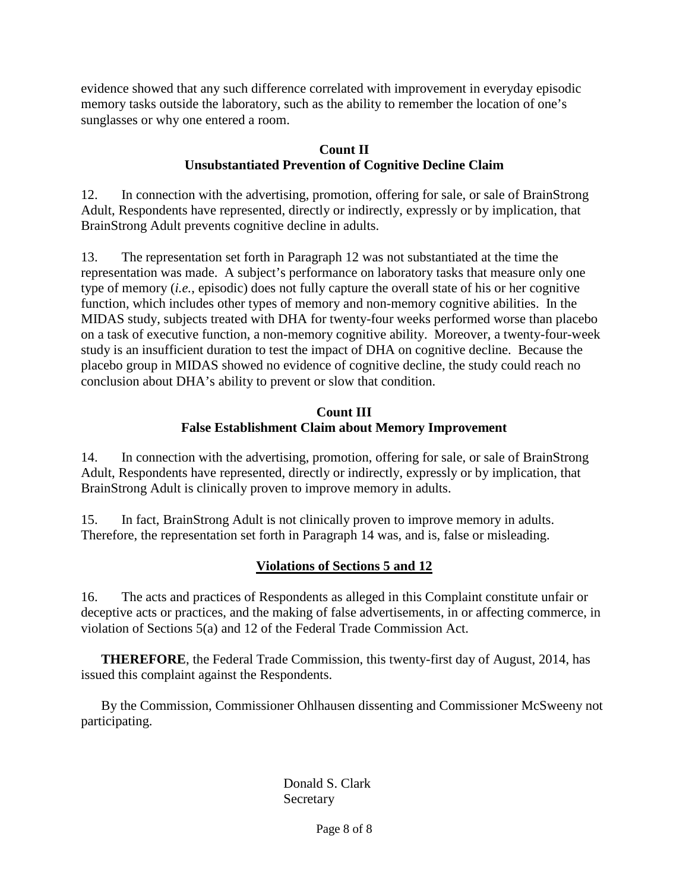evidence showed that any such difference correlated with improvement in everyday episodic memory tasks outside the laboratory, such as the ability to remember the location of one's sunglasses or why one entered a room.

**Count II**
**Unsubstantiated Prevention of Cognitive Decline Claim**

12. In connection with the advertising, promotion, offering for sale, or sale of BrainStrong Adult, Respondents have represented, directly or indirectly, expressly or by implication, that BrainStrong Adult prevents cognitive decline in adults.

13. The representation set forth in Paragraph 12 was not substantiated at the time the representation was made. A subject's performance on laboratory tasks that measure only one type of memory (*i.e.*, episodic) does not fully capture the overall state of his or her cognitive function, which includes other types of memory and non-memory cognitive abilities. In the MIDAS study, subjects treated with DHA for twenty-four weeks performed worse than placebo on a task of executive function, a non-memory cognitive ability. Moreover, a twenty-four-week study is an insufficient duration to test the impact of DHA on cognitive decline. Because the placebo group in MIDAS showed no evidence of cognitive decline, the study could reach no conclusion about DHA's ability to prevent or slow that condition.

**Count III**
**False Establishment Claim about Memory Improvement**

14. In connection with the advertising, promotion, offering for sale, or sale of BrainStrong Adult, Respondents have represented, directly or indirectly, expressly or by implication, that BrainStrong Adult is clinically proven to improve memory in adults.

15. In fact, BrainStrong Adult is not clinically proven to improve memory in adults. Therefore, the representation set forth in Paragraph 14 was, and is, false or misleading.

**Violations of Sections 5 and 12**

16. The acts and practices of Respondents as alleged in this Complaint constitute unfair or deceptive acts or practices, and the making of false advertisements, in or affecting commerce, in violation of Sections 5(a) and 12 of the Federal Trade Commission Act.

**THEREFORE**, the Federal Trade Commission, this twenty-first day of August, 2014, has issued this complaint against the Respondents.

By the Commission, Commissioner Ohlhausen dissenting and Commissioner McSweeny not participating.

Donald S. Clark
Secretary